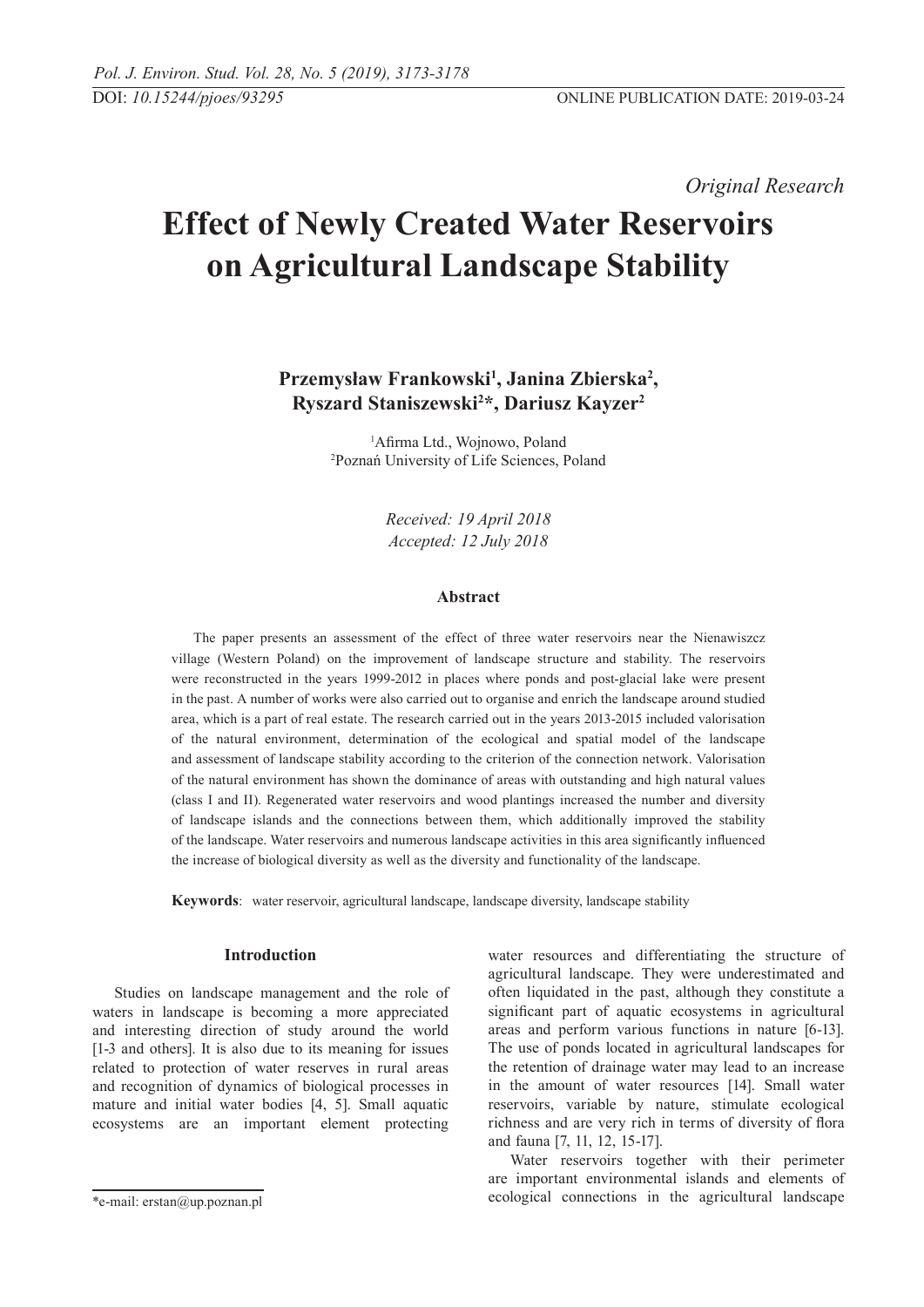*Original Research*

# Effect of Newly Created Water Reservoirs on Agricultural Landscape Stability

**Przemysław Frankowski[1], Janina Zbierska[2], Ryszard Staniszewski[2]*, Dariusz Kayzer[2]**

[1]Afirma Ltd., Wojnowo, Poland
[2]Poznań University of Life Sciences, Poland

*Received: 19 April 2018*
*Accepted: 12 July 2018*

### Abstract

The paper presents an assessment of the effect of three water reservoirs near the Nienawiszcz village (Western Poland) on the improvement of landscape structure and stability. The reservoirs were reconstructed in the years 1999-2012 in places where ponds and post-glacial lake were present in the past. A number of works were also carried out to organise and enrich the landscape around studied area, which is a part of real estate. The research carried out in the years 2013-2015 included valorisation of the natural environment, determination of the ecological and spatial model of the landscape and assessment of landscape stability according to the criterion of the connection network. Valorisation of the natural environment has shown the dominance of areas with outstanding and high natural values (class I and II). Regenerated water reservoirs and wood plantings increased the number and diversity of landscape islands and the connections between them, which additionally improved the stability of the landscape. Water reservoirs and numerous landscape activities in this area significantly influenced the increase of biological diversity as well as the diversity and functionality of the landscape.

**Keywords**: water reservoir, agricultural landscape, landscape diversity, landscape stability

## Introduction

Studies on landscape management and the role of waters in landscape is becoming a more appreciated and interesting direction of study around the world [1-3 and others]. It is also due to its meaning for issues related to protection of water reserves in rural areas and recognition of dynamics of biological processes in mature and initial water bodies [4, 5]. Small aquatic ecosystems are an important element protecting water resources and differentiating the structure of agricultural landscape. They were underestimated and often liquidated in the past, although they constitute a significant part of aquatic ecosystems in agricultural areas and perform various functions in nature [6-13]. The use of ponds located in agricultural landscapes for the retention of drainage water may lead to an increase in the amount of water resources [14]. Small water reservoirs, variable by nature, stimulate ecological richness and are very rich in terms of diversity of flora and fauna [7, 11, 12, 15-17].

Water reservoirs together with their perimeter are important environmental islands and elements of ecological connections in the agricultural landscape

*e-mail: erstan@up.poznan.pl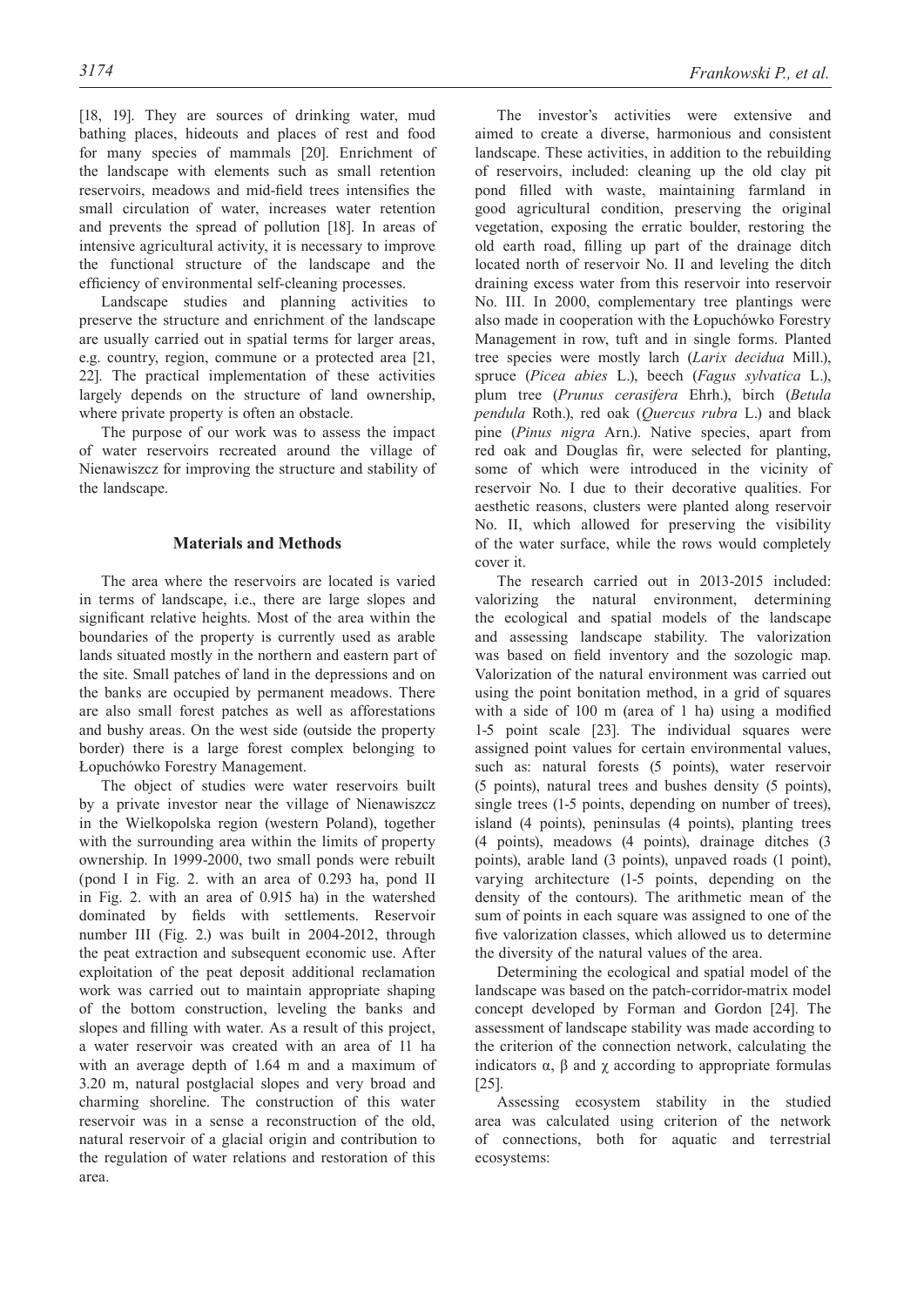[18, 19]. They are sources of drinking water, mud bathing places, hideouts and places of rest and food for many species of mammals [20]. Enrichment of the landscape with elements such as small retention reservoirs, meadows and mid-field trees intensifies the small circulation of water, increases water retention and prevents the spread of pollution [18]. In areas of intensive agricultural activity, it is necessary to improve the functional structure of the landscape and the efficiency of environmental self-cleaning processes.

Landscape studies and planning activities to preserve the structure and enrichment of the landscape are usually carried out in spatial terms for larger areas, e.g. country, region, commune or a protected area [21, 22]. The practical implementation of these activities largely depends on the structure of land ownership, where private property is often an obstacle.

The purpose of our work was to assess the impact of water reservoirs recreated around the village of Nienawiszcz for improving the structure and stability of the landscape.

## Materials and Methods

The area where the reservoirs are located is varied in terms of landscape, i.e., there are large slopes and significant relative heights. Most of the area within the boundaries of the property is currently used as arable lands situated mostly in the northern and eastern part of the site. Small patches of land in the depressions and on the banks are occupied by permanent meadows. There are also small forest patches as well as afforestations and bushy areas. On the west side (outside the property border) there is a large forest complex belonging to Łopuchówko Forestry Management.

The object of studies were water reservoirs built by a private investor near the village of Nienawiszcz in the Wielkopolska region (western Poland), together with the surrounding area within the limits of property ownership. In 1999-2000, two small ponds were rebuilt (pond I in Fig. 2. with an area of 0.293 ha, pond II in Fig. 2. with an area of 0.915 ha) in the watershed dominated by fields with settlements. Reservoir number III (Fig. 2.) was built in 2004-2012, through the peat extraction and subsequent economic use. After exploitation of the peat deposit additional reclamation work was carried out to maintain appropriate shaping of the bottom construction, leveling the banks and slopes and filling with water. As a result of this project, a water reservoir was created with an area of 11 ha with an average depth of 1.64 m and a maximum of 3.20 m, natural postglacial slopes and very broad and charming shoreline. The construction of this water reservoir was in a sense a reconstruction of the old, natural reservoir of a glacial origin and contribution to the regulation of water relations and restoration of this area.

The investor's activities were extensive and aimed to create a diverse, harmonious and consistent landscape. These activities, in addition to the rebuilding of reservoirs, included: cleaning up the old clay pit pond filled with waste, maintaining farmland in good agricultural condition, preserving the original vegetation, exposing the erratic boulder, restoring the old earth road, filling up part of the drainage ditch located north of reservoir No. II and leveling the ditch draining excess water from this reservoir into reservoir No. III. In 2000, complementary tree plantings were also made in cooperation with the Łopuchówko Forestry Management in row, tuft and in single forms. Planted tree species were mostly larch (*Larix decidua* Mill.), spruce (*Picea abies* L.), beech (*Fagus sylvatica* L.), plum tree (*Prunus cerasifera* Ehrh.), birch (*Betula pendula* Roth.), red oak (*Quercus rubra* L.) and black pine (*Pinus nigra* Arn.). Native species, apart from red oak and Douglas fir, were selected for planting, some of which were introduced in the vicinity of reservoir No. I due to their decorative qualities. For aesthetic reasons, clusters were planted along reservoir No. II, which allowed for preserving the visibility of the water surface, while the rows would completely cover it.

The research carried out in 2013-2015 included: valorizing the natural environment, determining the ecological and spatial models of the landscape and assessing landscape stability. The valorization was based on field inventory and the sozologic map. Valorization of the natural environment was carried out using the point bonitation method, in a grid of squares with a side of 100 m (area of 1 ha) using a modified 1-5 point scale [23]. The individual squares were assigned point values for certain environmental values, such as: natural forests (5 points), water reservoir (5 points), natural trees and bushes density (5 points), single trees (1-5 points, depending on number of trees), island (4 points), peninsulas (4 points), planting trees (4 points), meadows (4 points), drainage ditches (3 points), arable land (3 points), unpaved roads (1 point), varying architecture (1-5 points, depending on the density of the contours). The arithmetic mean of the sum of points in each square was assigned to one of the five valorization classes, which allowed us to determine the diversity of the natural values of the area.

Determining the ecological and spatial model of the landscape was based on the patch-corridor-matrix model concept developed by Forman and Gordon [24]. The assessment of landscape stability was made according to the criterion of the connection network, calculating the indicators $\alpha$, $\beta$ and $\chi$ according to appropriate formulas [25].

Assessing ecosystem stability in the studied area was calculated using criterion of the network of connections, both for aquatic and terrestrial ecosystems: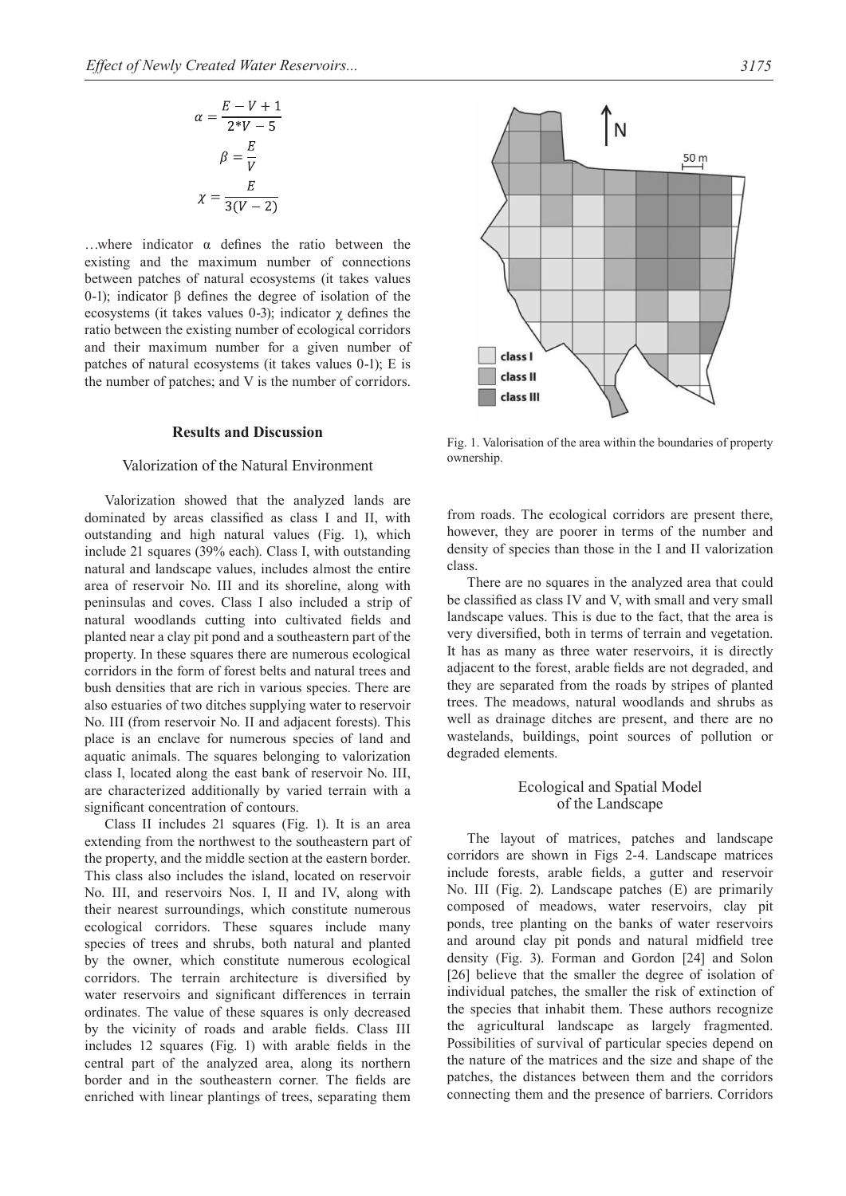$$\alpha = \frac{E - V + 1}{2*V - 5}$$

$$\beta = \frac{E}{V}$$

$$\chi = \frac{E}{3(V - 2)}$$

…where indicator α defines the ratio between the existing and the maximum number of connections between patches of natural ecosystems (it takes values 0-1); indicator β defines the degree of isolation of the ecosystems (it takes values 0-3); indicator χ defines the ratio between the existing number of ecological corridors and their maximum number for a given number of patches of natural ecosystems (it takes values 0-1); E is the number of patches; and V is the number of corridors.

## Results and Discussion

### Valorization of the Natural Environment

Valorization showed that the analyzed lands are dominated by areas classified as class I and II, with outstanding and high natural values (Fig. 1), which include 21 squares (39% each). Class I, with outstanding natural and landscape values, includes almost the entire area of reservoir No. III and its shoreline, along with peninsulas and coves. Class I also included a strip of natural woodlands cutting into cultivated fields and planted near a clay pit pond and a southeastern part of the property. In these squares there are numerous ecological corridors in the form of forest belts and natural trees and bush densities that are rich in various species. There are also estuaries of two ditches supplying water to reservoir No. III (from reservoir No. II and adjacent forests). This place is an enclave for numerous species of land and aquatic animals. The squares belonging to valorization class I, located along the east bank of reservoir No. III, are characterized additionally by varied terrain with a significant concentration of contours.

Class II includes 21 squares (Fig. 1). It is an area extending from the northwest to the southeastern part of the property, and the middle section at the eastern border. This class also includes the island, located on reservoir No. III, and reservoirs Nos. I, II and IV, along with their nearest surroundings, which constitute numerous ecological corridors. These squares include many species of trees and shrubs, both natural and planted by the owner, which constitute numerous ecological corridors. The terrain architecture is diversified by water reservoirs and significant differences in terrain ordinates. The value of these squares is only decreased by the vicinity of roads and arable fields. Class III includes 12 squares (Fig. 1) with arable fields in the central part of the analyzed area, along its northern border and in the southeastern corner. The fields are enriched with linear plantings of trees, separating them from roads. The ecological corridors are present there, however, they are poorer in terms of the number and density of species than those in the I and II valorization class.

There are no squares in the analyzed area that could be classified as class IV and V, with small and very small landscape values. This is due to the fact, that the area is very diversified, both in terms of terrain and vegetation. It has as many as three water reservoirs, it is directly adjacent to the forest, arable fields are not degraded, and they are separated from the roads by stripes of planted trees. The meadows, natural woodlands and shrubs as well as drainage ditches are present, and there are no wastelands, buildings, point sources of pollution or degraded elements.

Fig. 1. Valorisation of the area within the boundaries of property ownership.

### Ecological and Spatial Model of the Landscape

The layout of matrices, patches and landscape corridors are shown in Figs 2-4. Landscape matrices include forests, arable fields, a gutter and reservoir No. III (Fig. 2). Landscape patches (E) are primarily composed of meadows, water reservoirs, clay pit ponds, tree planting on the banks of water reservoirs and around clay pit ponds and natural midfield tree density (Fig. 3). Forman and Gordon [24] and Solon [26] believe that the smaller the degree of isolation of individual patches, the smaller the risk of extinction of the species that inhabit them. These authors recognize the agricultural landscape as largely fragmented. Possibilities of survival of particular species depend on the nature of the matrices and the size and shape of the patches, the distances between them and the corridors connecting them and the presence of barriers. Corridors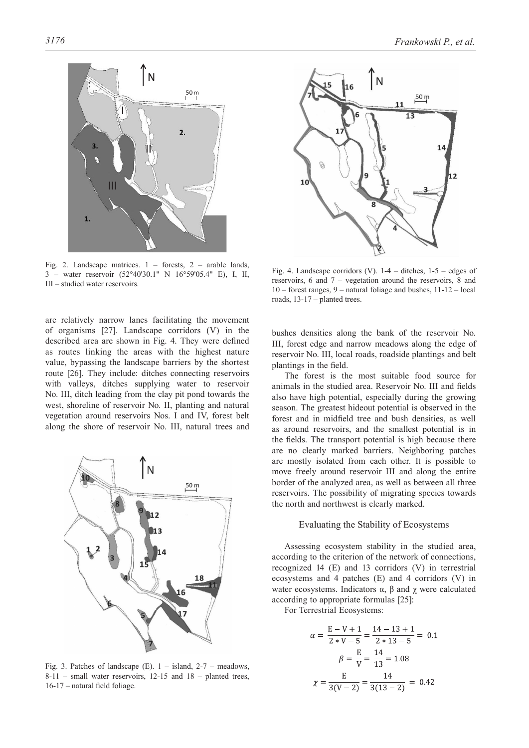Fig. 2. Landscape matrices. 1 – forests, 2 – arable lands, 3 – water reservoir (52°40'30.1" N 16°59'05.4" E), I, II, III – studied water reservoirs.

Fig. 4. Landscape corridors (V). 1-4 – ditches, 1-5 – edges of reservoirs, 6 and 7 – vegetation around the reservoirs, 8 and 10 – forest ranges, 9 – natural foliage and bushes, 11-12 – local roads, 13-17 – planted trees.

are relatively narrow lanes facilitating the movement of organisms [27]. Landscape corridors (V) in the described area are shown in Fig. 4. They were defined as routes linking the areas with the highest nature value, bypassing the landscape barriers by the shortest route [26]. They include: ditches connecting reservoirs with valleys, ditches supplying water to reservoir No. III, ditch leading from the clay pit pond towards the west, shoreline of reservoir No. II, planting and natural vegetation around reservoirs Nos. I and IV, forest belt along the shore of reservoir No. III, natural trees and bushes densities along the bank of the reservoir No. III, forest edge and narrow meadows along the edge of reservoir No. III, local roads, roadside plantings and belt plantings in the field.

The forest is the most suitable food source for animals in the studied area. Reservoir No. III and fields also have high potential, especially during the growing season. The greatest hideout potential is observed in the forest and in midfield tree and bush densities, as well as around reservoirs, and the smallest potential is in the fields. The transport potential is high because there are no clearly marked barriers. Neighboring patches are mostly isolated from each other. It is possible to move freely around reservoir III and along the entire border of the analyzed area, as well as between all three reservoirs. The possibility of migrating species towards the north and northwest is clearly marked.

Fig. 3. Patches of landscape (E). 1 – island, 2-7 – meadows, 8-11 – small water reservoirs, 12-15 and 18 – planted trees, 16-17 – natural field foliage.

## Evaluating the Stability of Ecosystems

Assessing ecosystem stability in the studied area, according to the criterion of the network of connections, recognized 14 (E) and 13 corridors (V) in terrestrial ecosystems and 4 patches (E) and 4 corridors (V) in water ecosystems. Indicators α, β and χ were calculated according to appropriate formulas [25]:

For Terrestrial Ecosystems:

$$\alpha = \frac{E - V + 1}{2 * V - 5} = \frac{14 - 13 + 1}{2 * 13 - 5} = 0.1$$

$$\beta = \frac{E}{V} = \frac{14}{13} = 1.08$$

$$\chi = \frac{E}{3(V - 2)} = \frac{14}{3(13 - 2)} = 0.42$$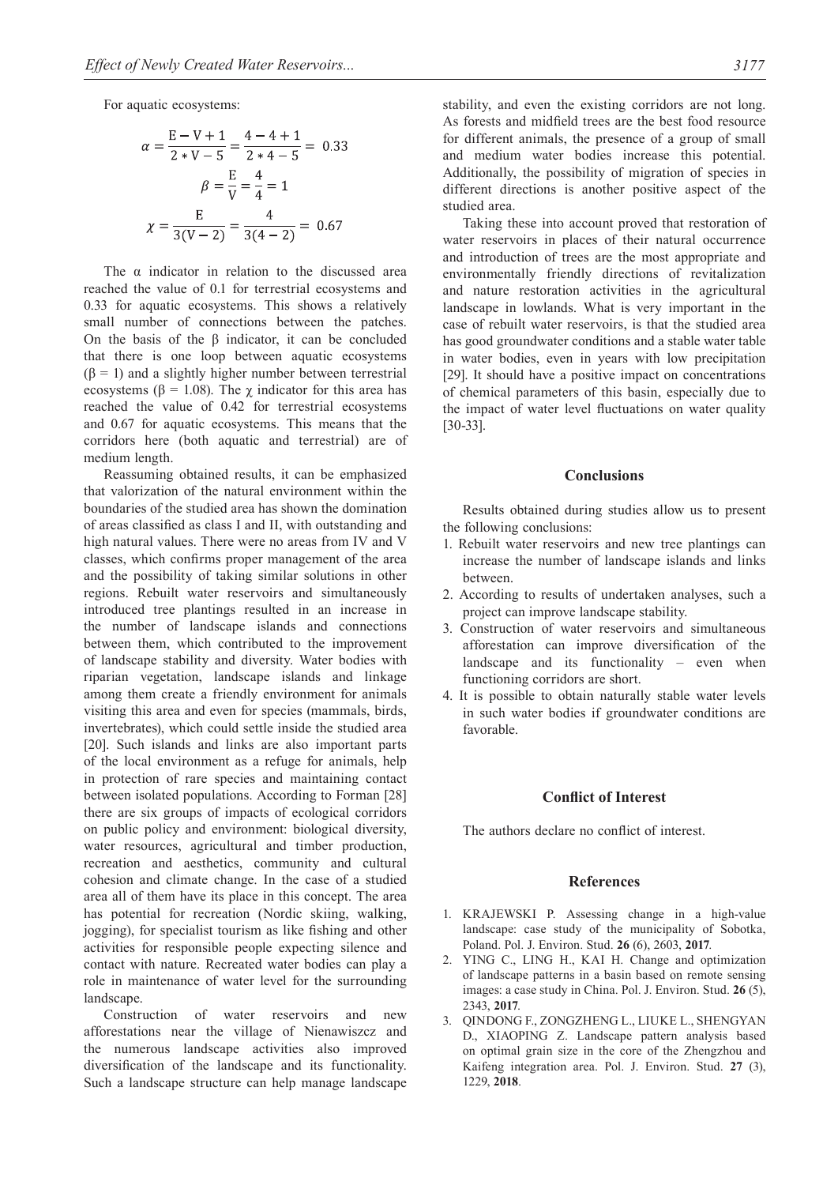For aquatic ecosystems:

$$\alpha = \frac{E - V + 1}{2 * V - 5} = \frac{4 - 4 + 1}{2 * 4 - 5} = 0.33$$

$$\beta = \frac{E}{V} = \frac{4}{4} = 1$$

$$\chi = \frac{E}{3(V - 2)} = \frac{4}{3(4 - 2)} = 0.67$$

The α indicator in relation to the discussed area reached the value of 0.1 for terrestrial ecosystems and 0.33 for aquatic ecosystems. This shows a relatively small number of connections between the patches. On the basis of the β indicator, it can be concluded that there is one loop between aquatic ecosystems ($\beta = 1$) and a slightly higher number between terrestrial ecosystems ($\beta = 1.08$). The χ indicator for this area has reached the value of 0.42 for terrestrial ecosystems and 0.67 for aquatic ecosystems. This means that the corridors here (both aquatic and terrestrial) are of medium length.

Reassuming obtained results, it can be emphasized that valorization of the natural environment within the boundaries of the studied area has shown the domination of areas classified as class I and II, with outstanding and high natural values. There were no areas from IV and V classes, which confirms proper management of the area and the possibility of taking similar solutions in other regions. Rebuilt water reservoirs and simultaneously introduced tree plantings resulted in an increase in the number of landscape islands and connections between them, which contributed to the improvement of landscape stability and diversity. Water bodies with riparian vegetation, landscape islands and linkage among them create a friendly environment for animals visiting this area and even for species (mammals, birds, invertebrates), which could settle inside the studied area [20]. Such islands and links are also important parts of the local environment as a refuge for animals, help in protection of rare species and maintaining contact between isolated populations. According to Forman [28] there are six groups of impacts of ecological corridors on public policy and environment: biological diversity, water resources, agricultural and timber production, recreation and aesthetics, community and cultural cohesion and climate change. In the case of a studied area all of them have its place in this concept. The area has potential for recreation (Nordic skiing, walking, jogging), for specialist tourism as like fishing and other activities for responsible people expecting silence and contact with nature. Recreated water bodies can play a role in maintenance of water level for the surrounding landscape.

Construction of water reservoirs and new afforestations near the village of Nienawiszcz and the numerous landscape activities also improved diversification of the landscape and its functionality. Such a landscape structure can help manage landscape stability, and even the existing corridors are not long. As forests and midfield trees are the best food resource for different animals, the presence of a group of small and medium water bodies increase this potential. Additionally, the possibility of migration of species in different directions is another positive aspect of the studied area.

Taking these into account proved that restoration of water reservoirs in places of their natural occurrence and introduction of trees are the most appropriate and environmentally friendly directions of revitalization and nature restoration activities in the agricultural landscape in lowlands. What is very important in the case of rebuilt water reservoirs, is that the studied area has good groundwater conditions and a stable water table in water bodies, even in years with low precipitation [29]. It should have a positive impact on concentrations of chemical parameters of this basin, especially due to the impact of water level fluctuations on water quality [30-33].

## Conclusions

Results obtained during studies allow us to present the following conclusions:

1. Rebuilt water reservoirs and new tree plantings can increase the number of landscape islands and links between.
2. According to results of undertaken analyses, such a project can improve landscape stability.
3. Construction of water reservoirs and simultaneous afforestation can improve diversification of the landscape and its functionality – even when functioning corridors are short.
4. It is possible to obtain naturally stable water levels in such water bodies if groundwater conditions are favorable.

## Conflict of Interest

The authors declare no conflict of interest.

## References

1. KRAJEWSKI P. Assessing change in a high-value landscape: case study of the municipality of Sobotka, Poland. Pol. J. Environ. Stud. **26** (6), 2603, **2017**.
2. YING C., LING H., KAI H. Change and optimization of landscape patterns in a basin based on remote sensing images: a case study in China. Pol. J. Environ. Stud. **26** (5), 2343, **2017**.
3. QINDONG F., ZONGZHENG L., LIUKE L., SHENGYAN D., XIAOPING Z. Landscape pattern analysis based on optimal grain size in the core of the Zhengzhou and Kaifeng integration area. Pol. J. Environ. Stud. **27** (3), 1229, **2018**.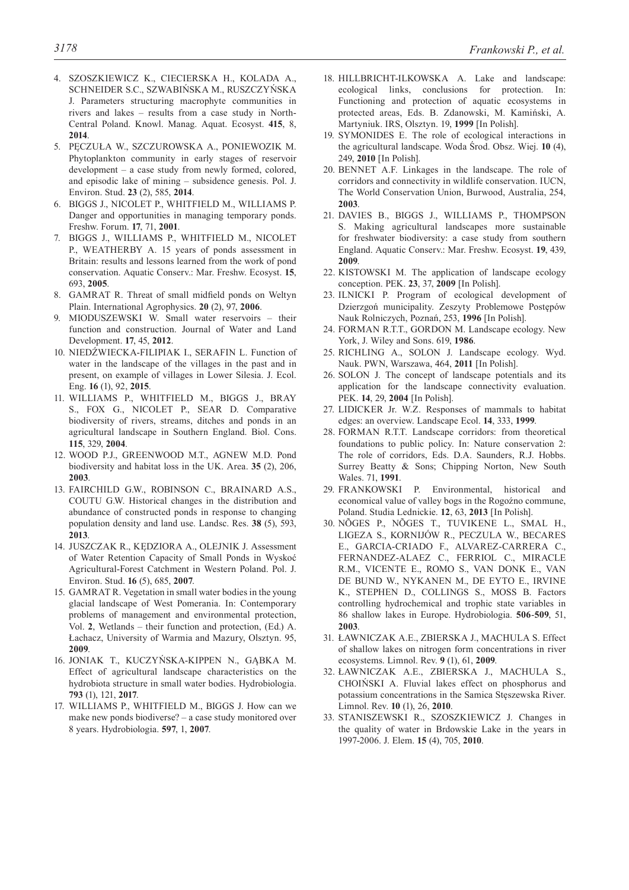4. SZOSZKIEWICZ K., CIECIERSKA H., KOLADA A., SCHNEIDER S.C., SZWABIŃSKA M., RUSZCZYŃSKA J. Parameters structuring macrophyte communities in rivers and lakes – results from a case study in North-Central Poland. Knowl. Manag. Aquat. Ecosyst. **415**, 8, **2014**.
5. PĘCZUŁA W., SZCZUROWSKA A., PONIEWOZIK M. Phytoplankton community in early stages of reservoir development – a case study from newly formed, colored, and episodic lake of mining – subsidence genesis. Pol. J. Environ. Stud. **23** (2), 585, **2014**.
6. BIGGS J., NICOLET P., WHITFIELD M., WILLIAMS P. Danger and opportunities in managing temporary ponds. Freshw. Forum. **17**, 71, **2001**.
7. BIGGS J., WILLIAMS P., WHITFIELD M., NICOLET P., WEATHERBY A. 15 years of ponds assessment in Britain: results and lessons learned from the work of pond conservation. Aquatic Conserv.: Mar. Freshw. Ecosyst. **15**, 693, **2005**.
8. GAMRAT R. Threat of small midfield ponds on Weltyn Plain. International Agrophysics. **20** (2), 97, **2006**.
9. MIODUSZEWSKI W. Small water reservoirs – their function and construction. Journal of Water and Land Development. **17**, 45, **2012**.
10. NIEDŹWIECKA-FILIPIAK I., SERAFIN L. Function of water in the landscape of the villages in the past and in present, on example of villages in Lower Silesia. J. Ecol. Eng. **16** (1), 92, **2015**.
11. WILLIAMS P., WHITFIELD M., BIGGS J., BRAY S., FOX G., NICOLET P., SEAR D. Comparative biodiversity of rivers, streams, ditches and ponds in an agricultural landscape in Southern England. Biol. Cons. **115**, 329, **2004**.
12. WOOD P.J., GREENWOOD M.T., AGNEW M.D. Pond biodiversity and habitat loss in the UK. Area. **35** (2), 206, **2003**.
13. FAIRCHILD G.W., ROBINSON C., BRAINARD A.S., COUTU G.W. Historical changes in the distribution and abundance of constructed ponds in response to changing population density and land use. Landsc. Res. **38** (5), 593, **2013**.
14. JUSZCZAK R., KĘDZIORA A., OLEJNIK J. Assessment of Water Retention Capacity of Small Ponds in Wyskoć Agricultural-Forest Catchment in Western Poland. Pol. J. Environ. Stud. **16** (5), 685, **2007**.
15. GAMRAT R. Vegetation in small water bodies in the young glacial landscape of West Pomerania. In: Contemporary problems of management and environmental protection, Vol. **2**, Wetlands – their function and protection, (Ed.) A. Łachacz, University of Warmia and Mazury, Olsztyn. 95, **2009**.
16. JONIAK T., KUCZYŃSKA-KIPPEN N., GĄBKA M. Effect of agricultural landscape characteristics on the hydrobiota structure in small water bodies. Hydrobiologia. **793** (1), 121, **2017**.
17. WILLIAMS P., WHITFIELD M., BIGGS J. How can we make new ponds biodiverse? – a case study monitored over 8 years. Hydrobiologia. **597**, 1, **2007**.
18. HILLBRICHT-ILKOWSKA A. Lake and landscape: ecological links, conclusions for protection. In: Functioning and protection of aquatic ecosystems in protected areas, Eds. B. Zdanowski, M. Kamiński, A. Martyniuk. IRS, Olsztyn. 19, **1999** [In Polish].
19. SYMONIDES E. The role of ecological interactions in the agricultural landscape. Woda Środ. Obsz. Wiej. **10** (4), 249, **2010** [In Polish].
20. BENNET A.F. Linkages in the landscape. The role of corridors and connectivity in wildlife conservation. IUCN, The World Conservation Union, Burwood, Australia, 254, **2003**.
21. DAVIES B., BIGGS J., WILLIAMS P., THOMPSON S. Making agricultural landscapes more sustainable for freshwater biodiversity: a case study from southern England. Aquatic Conserv.: Mar. Freshw. Ecosyst. **19**, 439, **2009**.
22. KISTOWSKI M. The application of landscape ecology conception. PEK. **23**, 37, **2009** [In Polish].
23. ILNICKI P. Program of ecological development of Dzierzgoń municipality. Zeszyty Problemowe Postępów Nauk Rolniczych, Poznań, 253, **1996** [In Polish].
24. FORMAN R.T.T., GORDON M. Landscape ecology. New York, J. Wiley and Sons. 619, **1986**.
25. RICHLING A., SOLON J. Landscape ecology. Wyd. Nauk. PWN, Warszawa, 464, **2011** [In Polish].
26. SOLON J. The concept of landscape potentials and its application for the landscape connectivity evaluation. PEK. **14**, 29, **2004** [In Polish].
27. LIDICKER Jr. W.Z. Responses of mammals to habitat edges: an overview. Landscape Ecol. **14**, 333, **1999**.
28. FORMAN R.T.T. Landscape corridors: from theoretical foundations to public policy. In: Nature conservation 2: The role of corridors, Eds. D.A. Saunders, R.J. Hobbs. Surrey Beatty & Sons; Chipping Norton, New South Wales. 71, **1991**.
29. FRANKOWSKI P. Environmental, historical and economical value of valley bogs in the Rogoźno commune, Poland. Studia Lednickie. **12**, 63, **2013** [In Polish].
30. NÕGES P., NÕGES T., TUVIKENE L., SMAL H., LIGEZA S., KORNIJÓW R., PECZULA W., BECARES E., GARCIA-CRIADO F., ALVAREZ-CARRERA C., FERNANDEZ-ALAEZ C., FERRIOL C., MIRACLE R.M., VICENTE E., ROMO S., VAN DONK E., VAN DE BUND W., NYKANEN M., DE EYTO E., IRVINE K., STEPHEN D., COLLINGS S., MOSS B. Factors controlling hydrochemical and trophic state variables in 86 shallow lakes in Europe. Hydrobiologia. **506-509**, 51, **2003**.
31. ŁAWNICZAK A.E., ZBIERSKA J., MACHULA S. Effect of shallow lakes on nitrogen form concentrations in river ecosystems. Limnol. Rev. **9** (1), 61, **2009**.
32. ŁAWNICZAK A.E., ZBIERSKA J., MACHULA S., CHOIŃSKI A. Fluvial lakes effect on phosphorus and potassium concentrations in the Samica Stęszewska River. Limnol. Rev. **10** (1), 26, **2010**.
33. STANISZEWSKI R., SZOSZKIEWICZ J. Changes in the quality of water in Brdowskie Lake in the years in 1997-2006. J. Elem. **15** (4), 705, **2010**.